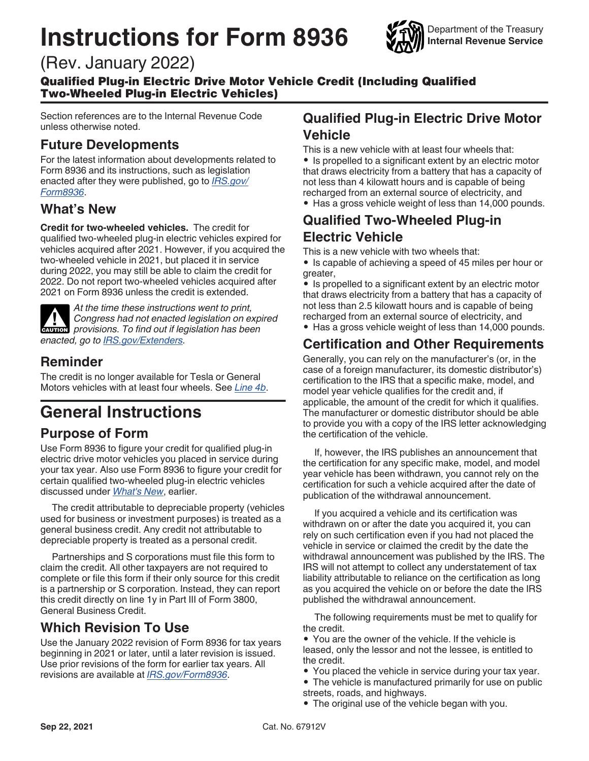# Instructions for Form 8936

(Rev. January 2022)

**Qualified Plug-in Electric Drive Motor Vehicle Credit (Including Qualified Two-Wheeled Plug-in Electric Vehicles)**

Department of the Treasury
**Internal Revenue Service**

Section references are to the Internal Revenue Code unless otherwise noted.

## Future Developments

For the latest information about developments related to Form 8936 and its instructions, such as legislation enacted after they were published, go to *IRS.gov/Form8936*.

## What's New

**Credit for two-wheeled vehicles.** The credit for qualified two-wheeled plug-in electric vehicles expired for vehicles acquired after 2021. However, if you acquired the two-wheeled vehicle in 2021, but placed it in service during 2022, you may still be able to claim the credit for 2022. Do not report two-wheeled vehicles acquired after 2021 on Form 8936 unless the credit is extended.

**CAUTION** *At the time these instructions went to print, Congress had not enacted legislation on expired provisions. To find out if legislation has been enacted, go to IRS.gov/Extenders.*

## Reminder

The credit is no longer available for Tesla or General Motors vehicles with at least four wheels. See *Line 4b*.

# General Instructions

## Purpose of Form

Use Form 8936 to figure your credit for qualified plug-in electric drive motor vehicles you placed in service during your tax year. Also use Form 8936 to figure your credit for certain qualified two-wheeled plug-in electric vehicles discussed under *What's New*, earlier.

The credit attributable to depreciable property (vehicles used for business or investment purposes) is treated as a general business credit. Any credit not attributable to depreciable property is treated as a personal credit.

Partnerships and S corporations must file this form to claim the credit. All other taxpayers are not required to complete or file this form if their only source for this credit is a partnership or S corporation. Instead, they can report this credit directly on line 1y in Part III of Form 3800, General Business Credit.

## Which Revision To Use

Use the January 2022 revision of Form 8936 for tax years beginning in 2021 or later, until a later revision is issued. Use prior revisions of the form for earlier tax years. All revisions are available at *IRS.gov/Form8936*.

## Qualified Plug-in Electric Drive Motor Vehicle

This is a new vehicle with at least four wheels that:

- Is propelled to a significant extent by an electric motor that draws electricity from a battery that has a capacity of not less than 4 kilowatt hours and is capable of being recharged from an external source of electricity, and
- Has a gross vehicle weight of less than 14,000 pounds.

## Qualified Two-Wheeled Plug-in Electric Vehicle

This is a new vehicle with two wheels that:

- Is capable of achieving a speed of 45 miles per hour or greater,
- Is propelled to a significant extent by an electric motor that draws electricity from a battery that has a capacity of not less than 2.5 kilowatt hours and is capable of being recharged from an external source of electricity, and
- Has a gross vehicle weight of less than 14,000 pounds.

## Certification and Other Requirements

Generally, you can rely on the manufacturer's (or, in the case of a foreign manufacturer, its domestic distributor's) certification to the IRS that a specific make, model, and model year vehicle qualifies for the credit and, if applicable, the amount of the credit for which it qualifies. The manufacturer or domestic distributor should be able to provide you with a copy of the IRS letter acknowledging the certification of the vehicle.

If, however, the IRS publishes an announcement that the certification for any specific make, model, and model year vehicle has been withdrawn, you cannot rely on the certification for such a vehicle acquired after the date of publication of the withdrawal announcement.

If you acquired a vehicle and its certification was withdrawn on or after the date you acquired it, you can rely on such certification even if you had not placed the vehicle in service or claimed the credit by the date the withdrawal announcement was published by the IRS. The IRS will not attempt to collect any understatement of tax liability attributable to reliance on the certification as long as you acquired the vehicle on or before the date the IRS published the withdrawal announcement.

The following requirements must be met to qualify for the credit.

- You are the owner of the vehicle. If the vehicle is leased, only the lessor and not the lessee, is entitled to the credit.
- You placed the vehicle in service during your tax year.
- The vehicle is manufactured primarily for use on public streets, roads, and highways.
- The original use of the vehicle began with you.

Sep 22, 2021 Cat. No. 67912V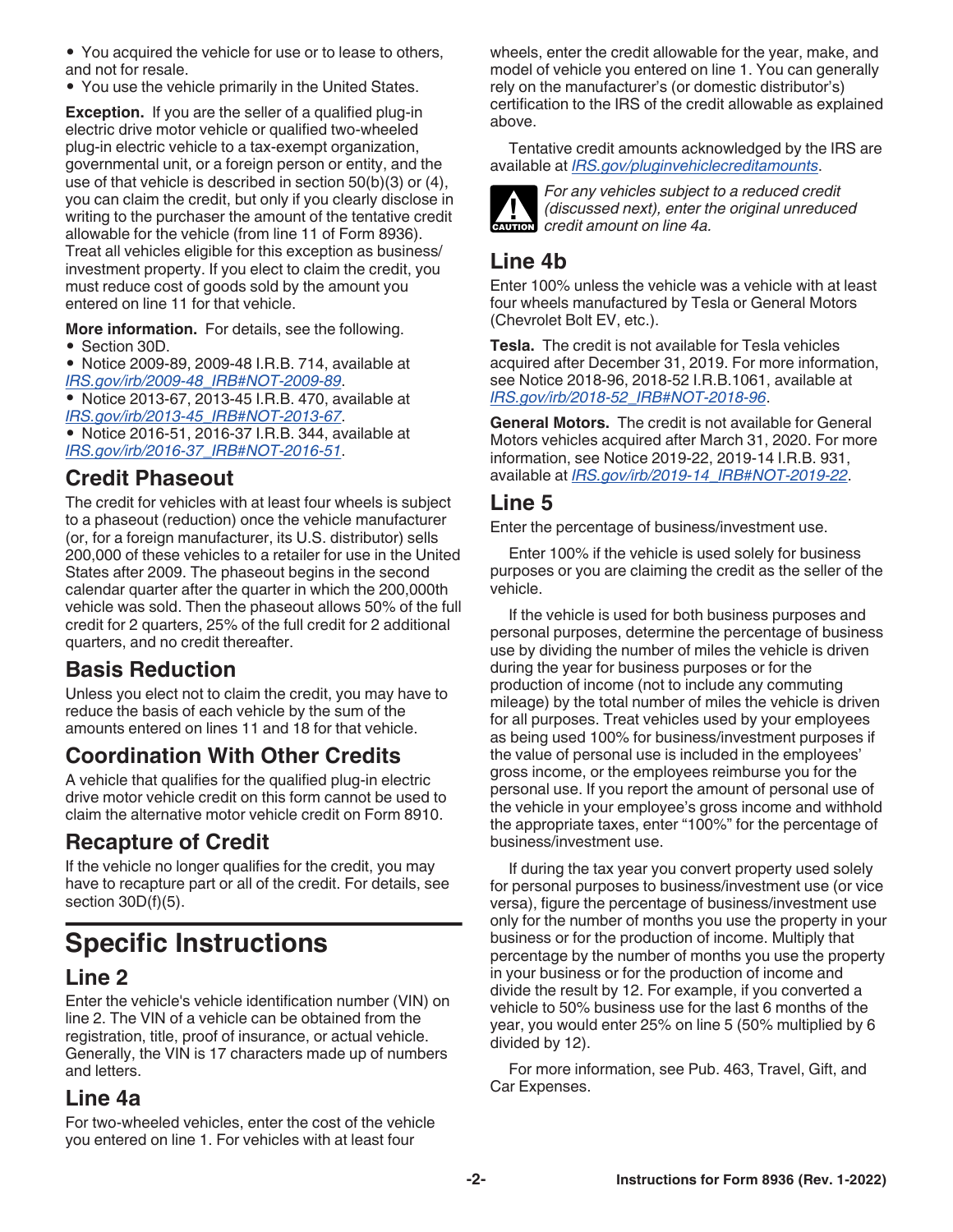- You acquired the vehicle for use or to lease to others, and not for resale.
- You use the vehicle primarily in the United States.

**Exception.** If you are the seller of a qualified plug-in electric drive motor vehicle or qualified two-wheeled plug-in electric vehicle to a tax-exempt organization, governmental unit, or a foreign person or entity, and the use of that vehicle is described in section 50(b)(3) or (4), you can claim the credit, but only if you clearly disclose in writing to the purchaser the amount of the tentative credit allowable for the vehicle (from line 11 of Form 8936). Treat all vehicles eligible for this exception as business/investment property. If you elect to claim the credit, you must reduce cost of goods sold by the amount you entered on line 11 for that vehicle.

**More information.** For details, see the following.

- Section 30D.
- Notice 2009-89, 2009-48 I.R.B. 714, available at *IRS.gov/irb/2009-48_IRB#NOT-2009-89*.
- Notice 2013-67, 2013-45 I.R.B. 470, available at *IRS.gov/irb/2013-45_IRB#NOT-2013-67*.
- Notice 2016-51, 2016-37 I.R.B. 344, available at *IRS.gov/irb/2016-37_IRB#NOT-2016-51*.

## Credit Phaseout

The credit for vehicles with at least four wheels is subject to a phaseout (reduction) once the vehicle manufacturer (or, for a foreign manufacturer, its U.S. distributor) sells 200,000 of these vehicles to a retailer for use in the United States after 2009. The phaseout begins in the second calendar quarter after the quarter in which the 200,000th vehicle was sold. Then the phaseout allows 50% of the full credit for 2 quarters, 25% of the full credit for 2 additional quarters, and no credit thereafter.

## Basis Reduction

Unless you elect not to claim the credit, you may have to reduce the basis of each vehicle by the sum of the amounts entered on lines 11 and 18 for that vehicle.

## Coordination With Other Credits

A vehicle that qualifies for the qualified plug-in electric drive motor vehicle credit on this form cannot be used to claim the alternative motor vehicle credit on Form 8910.

## Recapture of Credit

If the vehicle no longer qualifies for the credit, you may have to recapture part or all of the credit. For details, see section 30D(f)(5).

# Specific Instructions

## Line 2

Enter the vehicle's vehicle identification number (VIN) on line 2. The VIN of a vehicle can be obtained from the registration, title, proof of insurance, or actual vehicle. Generally, the VIN is 17 characters made up of numbers and letters.

## Line 4a

For two-wheeled vehicles, enter the cost of the vehicle you entered on line 1. For vehicles with at least four wheels, enter the credit allowable for the year, make, and model of vehicle you entered on line 1. You can generally rely on the manufacturer's (or domestic distributor's) certification to the IRS of the credit allowable as explained above.

Tentative credit amounts acknowledged by the IRS are available at *IRS.gov/pluginvehiclecreditamounts*.

CAUTION *For any vehicles subject to a reduced credit (discussed next), enter the original unreduced credit amount on line 4a.*

## Line 4b

Enter 100% unless the vehicle was a vehicle with at least four wheels manufactured by Tesla or General Motors (Chevrolet Bolt EV, etc.).

**Tesla.** The credit is not available for Tesla vehicles acquired after December 31, 2019. For more information, see Notice 2018-96, 2018-52 I.R.B.1061, available at *IRS.gov/irb/2018-52_IRB#NOT-2018-96*.

**General Motors.** The credit is not available for General Motors vehicles acquired after March 31, 2020. For more information, see Notice 2019-22, 2019-14 I.R.B. 931, available at *IRS.gov/irb/2019-14_IRB#NOT-2019-22*.

## Line 5

Enter the percentage of business/investment use.

Enter 100% if the vehicle is used solely for business purposes or you are claiming the credit as the seller of the vehicle.

If the vehicle is used for both business purposes and personal purposes, determine the percentage of business use by dividing the number of miles the vehicle is driven during the year for business purposes or for the production of income (not to include any commuting mileage) by the total number of miles the vehicle is driven for all purposes. Treat vehicles used by your employees as being used 100% for business/investment purposes if the value of personal use is included in the employees' gross income, or the employees reimburse you for the personal use. If you report the amount of personal use of the vehicle in your employee's gross income and withhold the appropriate taxes, enter "100%" for the percentage of business/investment use.

If during the tax year you convert property used solely for personal purposes to business/investment use (or vice versa), figure the percentage of business/investment use only for the number of months you use the property in your business or for the production of income. Multiply that percentage by the number of months you use the property in your business or for the production of income and divide the result by 12. For example, if you converted a vehicle to 50% business use for the last 6 months of the year, you would enter 25% on line 5 (50% multiplied by 6 divided by 12).

For more information, see Pub. 463, Travel, Gift, and Car Expenses.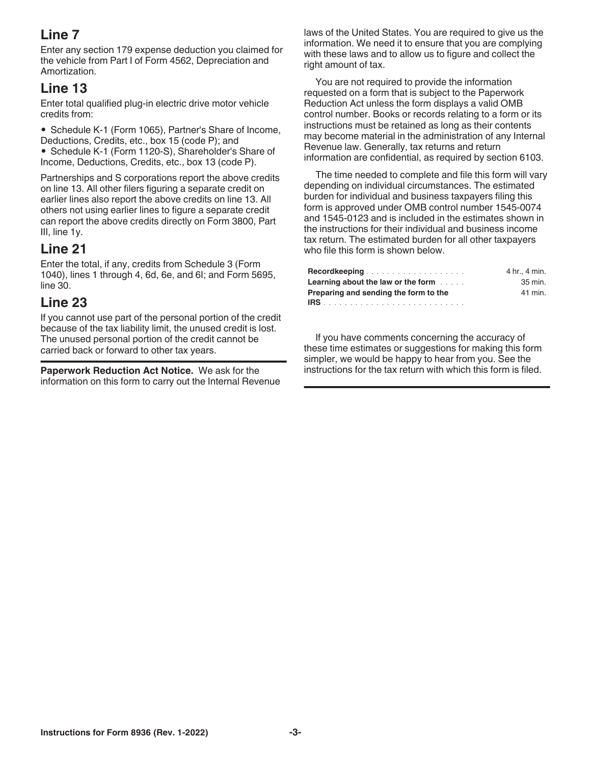## Line 7

Enter any section 179 expense deduction you claimed for the vehicle from Part I of Form 4562, Depreciation and Amortization.

## Line 13

Enter total qualified plug-in electric drive motor vehicle credits from:

- Schedule K-1 (Form 1065), Partner's Share of Income, Deductions, Credits, etc., box 15 (code P); and
- Schedule K-1 (Form 1120-S), Shareholder's Share of Income, Deductions, Credits, etc., box 13 (code P).

Partnerships and S corporations report the above credits on line 13. All other filers figuring a separate credit on earlier lines also report the above credits on line 13. All others not using earlier lines to figure a separate credit can report the above credits directly on Form 3800, Part III, line 1y.

## Line 21

Enter the total, if any, credits from Schedule 3 (Form 1040), lines 1 through 4, 6d, 6e, and 6l; and Form 5695, line 30.

## Line 23

If you cannot use part of the personal portion of the credit because of the tax liability limit, the unused credit is lost. The unused personal portion of the credit cannot be carried back or forward to other tax years.

**Paperwork Reduction Act Notice.** We ask for the information on this form to carry out the Internal Revenue laws of the United States. You are required to give us the information. We need it to ensure that you are complying with these laws and to allow us to figure and collect the right amount of tax.

You are not required to provide the information requested on a form that is subject to the Paperwork Reduction Act unless the form displays a valid OMB control number. Books or records relating to a form or its instructions must be retained as long as their contents may become material in the administration of any Internal Revenue law. Generally, tax returns and return information are confidential, as required by section 6103.

The time needed to complete and file this form will vary depending on individual circumstances. The estimated burden for individual and business taxpayers filing this form is approved under OMB control number 1545-0074 and 1545-0123 and is included in the estimates shown in the instructions for their individual and business income tax return. The estimated burden for all other taxpayers who file this form is shown below.

| | |
|---|---|
| **Recordkeeping** | 4 hr., 4 min. |
| **Learning about the law or the form** | 35 min. |
| **Preparing and sending the form to the IRS** | 41 min. |

If you have comments concerning the accuracy of these time estimates or suggestions for making this form simpler, we would be happy to hear from you. See the instructions for the tax return with which this form is filed.